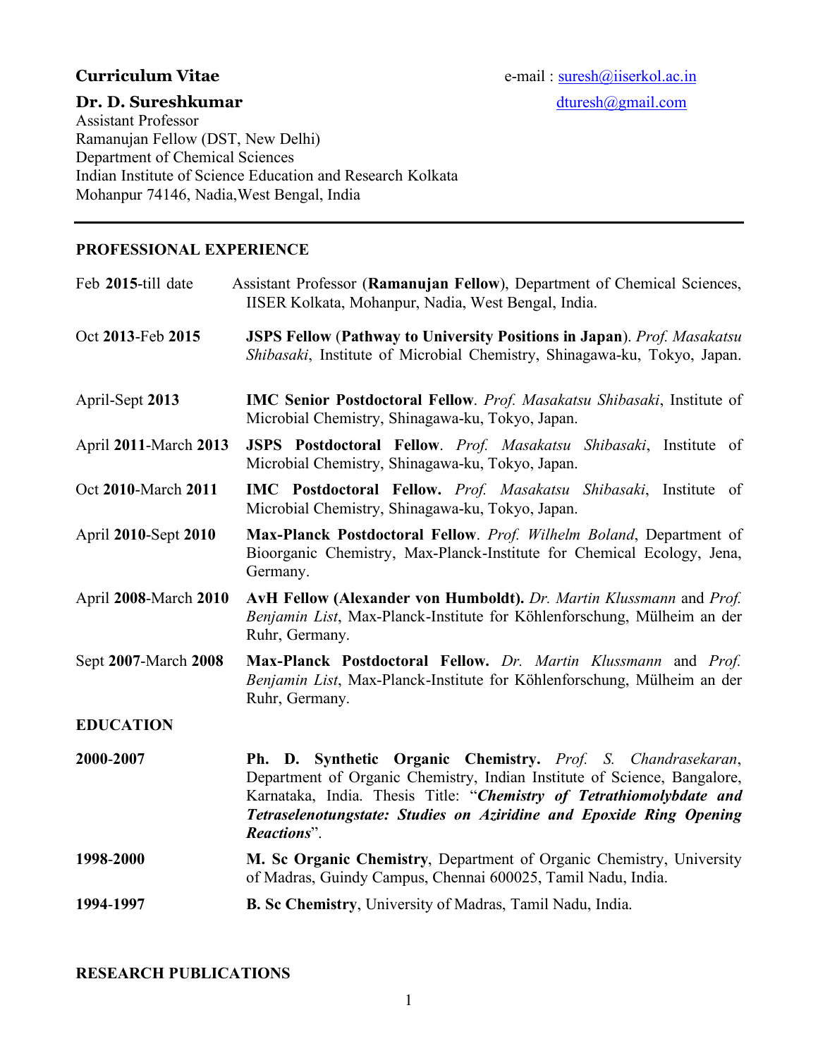**Curriculum Vitae** e-mail : suresh@iiserkol.ac.in

**Dr. D. Sureshkumar** dturesh@gmail.com

Assistant Professor
Ramanujan Fellow (DST, New Delhi)
Department of Chemical Sciences
Indian Institute of Science Education and Research Kolkata
Mohanpur 74146, Nadia,West Bengal, India

---

## PROFESSIONAL EXPERIENCE

| | |
|---|---|
| Feb **2015**-till date | Assistant Professor (**Ramanujan Fellow**), Department of Chemical Sciences, IISER Kolkata, Mohanpur, Nadia, West Bengal, India. |
| Oct **2013**-Feb **2015** | **JSPS Fellow** (**Pathway to University Positions in Japan**). *Prof. Masakatsu Shibasaki*, Institute of Microbial Chemistry, Shinagawa-ku, Tokyo, Japan. |
| April-Sept **2013** | **IMC Senior Postdoctoral Fellow**. *Prof. Masakatsu Shibasaki*, Institute of Microbial Chemistry, Shinagawa-ku, Tokyo, Japan. |
| April **2011**-March **2013** | **JSPS Postdoctoral Fellow**. *Prof. Masakatsu Shibasaki*, Institute of Microbial Chemistry, Shinagawa-ku, Tokyo, Japan. |
| Oct **2010**-March **2011** | **IMC Postdoctoral Fellow.** *Prof. Masakatsu Shibasaki*, Institute of Microbial Chemistry, Shinagawa-ku, Tokyo, Japan. |
| April **2010**-Sept **2010** | **Max-Planck Postdoctoral Fellow**. *Prof. Wilhelm Boland*, Department of Bioorganic Chemistry, Max-Planck-Institute for Chemical Ecology, Jena, Germany. |
| April **2008**-March **2010** | **AvH Fellow (Alexander von Humboldt).** *Dr. Martin Klussmann* and *Prof. Benjamin List*, Max-Planck-Institute for Köhlenforschung, Mülheim an der Ruhr, Germany. |
| Sept **2007**-March **2008** | **Max-Planck Postdoctoral Fellow.** *Dr. Martin Klussmann* and *Prof. Benjamin List*, Max-Planck-Institute for Köhlenforschung, Mülheim an der Ruhr, Germany. |

## EDUCATION

| | |
|---|---|
| **2000-2007** | **Ph. D. Synthetic Organic Chemistry.** *Prof. S. Chandrasekaran*, Department of Organic Chemistry, Indian Institute of Science, Bangalore, Karnataka, India. Thesis Title: "***Chemistry of Tetrathiomolybdate and Tetraselenotungstate: Studies on Aziridine and Epoxide Ring Opening Reactions***". |
| **1998-2000** | **M. Sc Organic Chemistry**, Department of Organic Chemistry, University of Madras, Guindy Campus, Chennai 600025, Tamil Nadu, India. |
| **1994-1997** | **B. Sc Chemistry**, University of Madras, Tamil Nadu, India. |

## RESEARCH PUBLICATIONS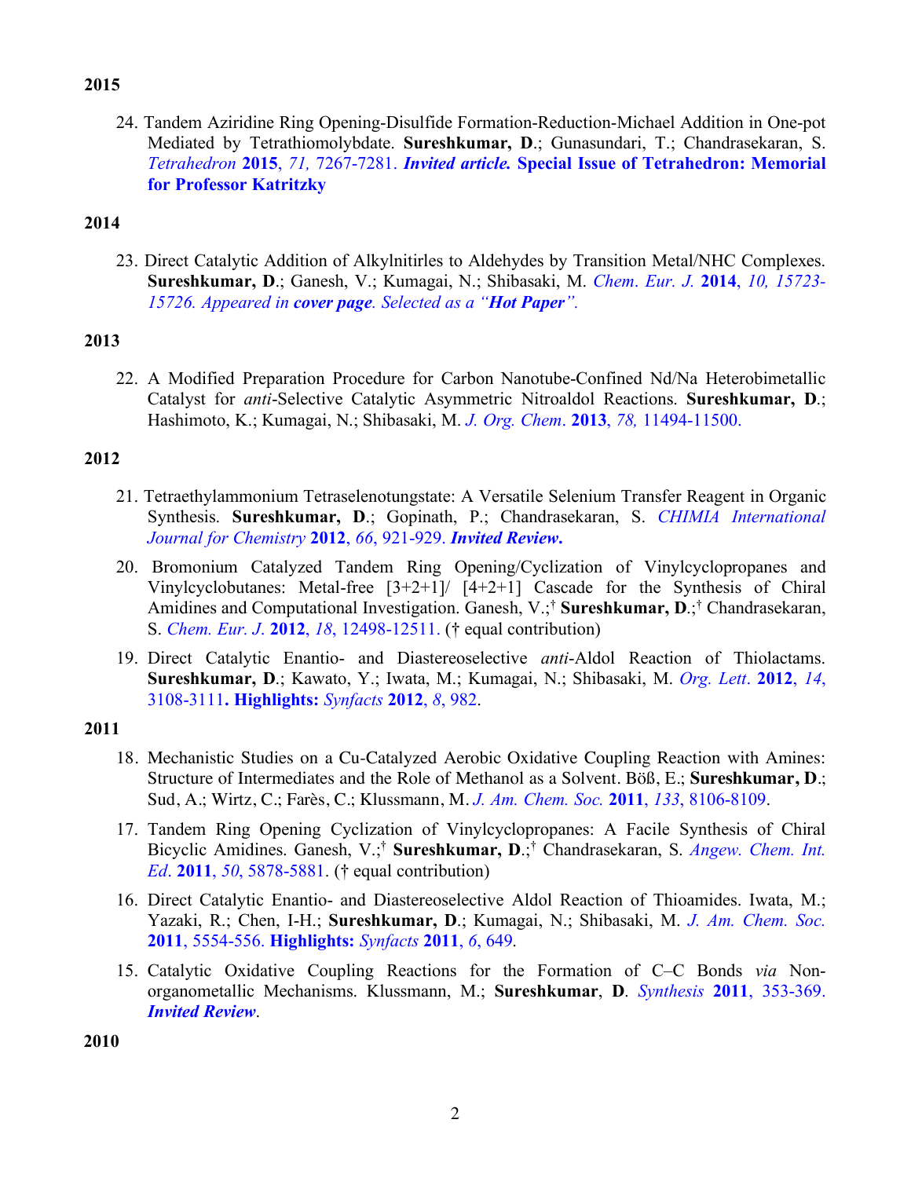**2015**

24. Tandem Aziridine Ring Opening-Disulfide Formation-Reduction-Michael Addition in One-pot Mediated by Tetrathiomolybdate. **Sureshkumar, D**.; Gunasundari, T.; Chandrasekaran, S. *Tetrahedron* **2015**, *71,* 7267-7281. ***Invited article.* Special Issue of Tetrahedron: Memorial for Professor Katritzky**

**2014**

23. Direct Catalytic Addition of Alkylnitirles to Aldehydes by Transition Metal/NHC Complexes. **Sureshkumar, D**.; Ganesh, V.; Kumagai, N.; Shibasaki, M. *Chem. Eur. J.* **2014**, *10, 15723-15726. Appeared in* ***cover page****. Selected as a "****Hot Paper****".*

**2013**

22. A Modified Preparation Procedure for Carbon Nanotube-Confined Nd/Na Heterobimetallic Catalyst for *anti*-Selective Catalytic Asymmetric Nitroaldol Reactions. **Sureshkumar, D**.; Hashimoto, K.; Kumagai, N.; Shibasaki, M. *J. Org. Chem*. **2013**, *78,* 11494-11500.

**2012**

21. Tetraethylammonium Tetraselenotungstate: A Versatile Selenium Transfer Reagent in Organic Synthesis. **Sureshkumar, D**.; Gopinath, P.; Chandrasekaran, S. *CHIMIA International Journal for Chemistry* **2012**, *66*, 921-929. ***Invited Review*.**

20. Bromonium Catalyzed Tandem Ring Opening/Cyclization of Vinylcyclopropanes and Vinylcyclobutanes: Metal-free [3+2+1]/ [4+2+1] Cascade for the Synthesis of Chiral Amidines and Computational Investigation. Ganesh, V.;† **Sureshkumar, D**.;† Chandrasekaran, S. *Chem. Eur. J*. **2012**, *18*, 12498-12511. († equal contribution)

19. Direct Catalytic Enantio- and Diastereoselective *anti*-Aldol Reaction of Thiolactams. **Sureshkumar, D**.; Kawato, Y.; Iwata, M.; Kumagai, N.; Shibasaki, M. *Org. Lett*. **2012**, *14*, 3108-3111**. Highlights:** *Synfacts* **2012**, *8*, 982.

**2011**

18. Mechanistic Studies on a Cu-Catalyzed Aerobic Oxidative Coupling Reaction with Amines: Structure of Intermediates and the Role of Methanol as a Solvent. Böß, E.; **Sureshkumar, D**.; Sud, A.; Wirtz, C.; Farès, C.; Klussmann, M. *J. Am. Chem. Soc.* **2011**, *133*, 8106-8109.

17. Tandem Ring Opening Cyclization of Vinylcyclopropanes: A Facile Synthesis of Chiral Bicyclic Amidines. Ganesh, V.;† **Sureshkumar, D**.;† Chandrasekaran, S. *Angew. Chem. Int. Ed*. **2011**, *50*, 5878-5881. († equal contribution)

16. Direct Catalytic Enantio- and Diastereoselective Aldol Reaction of Thioamides. Iwata, M.; Yazaki, R.; Chen, I-H.; **Sureshkumar, D**.; Kumagai, N.; Shibasaki, M. *J. Am. Chem. Soc.* **2011**, 5554-556. **Highlights:** *Synfacts* **2011**, *6*, 649.

15. Catalytic Oxidative Coupling Reactions for the Formation of C–C Bonds *via* Non-organometallic Mechanisms. Klussmann, M.; **Sureshkumar**, **D**. *Synthesis* **2011**, 353-369. ***Invited Review***.

**2010**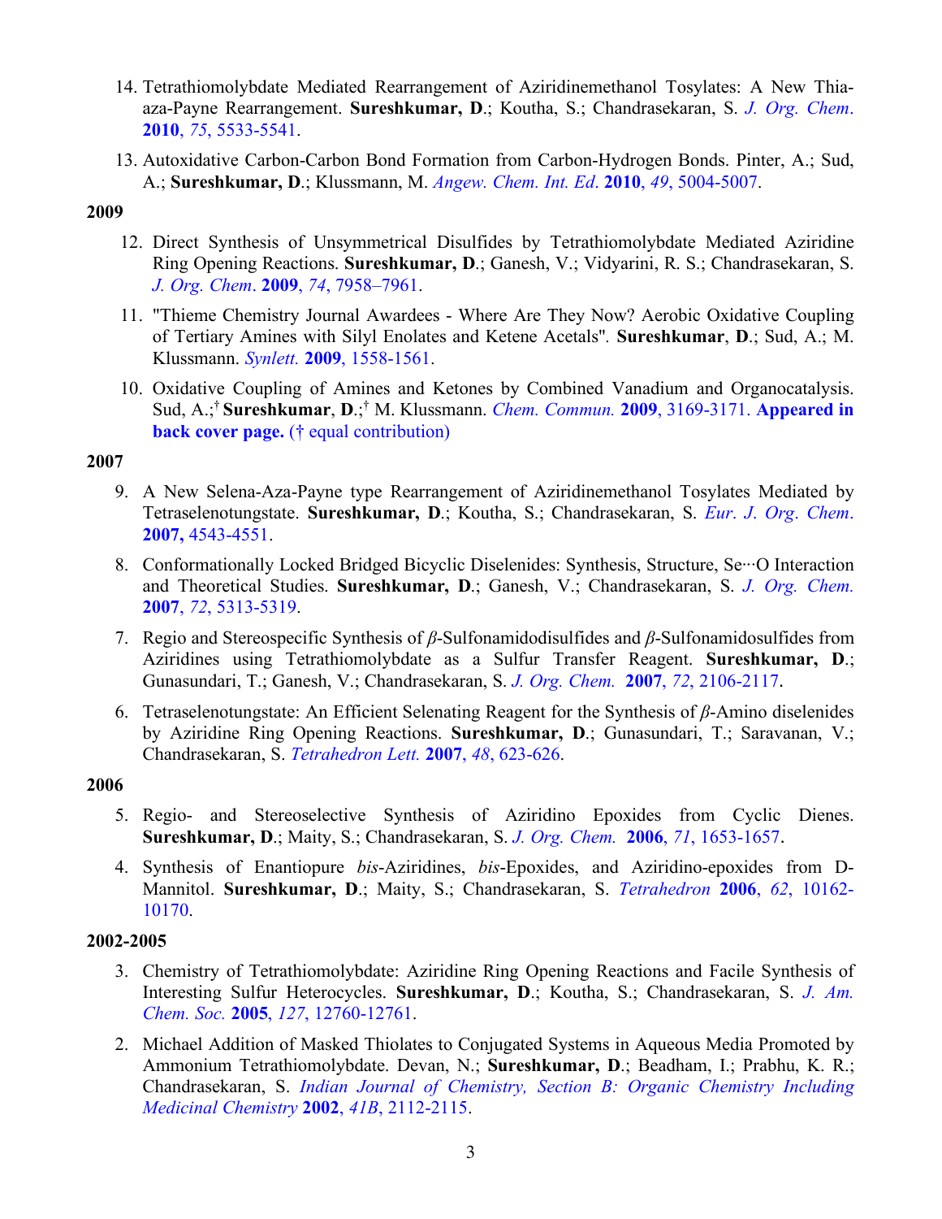14. Tetrathiomolybdate Mediated Rearrangement of Aziridinemethanol Tosylates: A New Thia-aza-Payne Rearrangement. **Sureshkumar, D**.; Koutha, S.; Chandrasekaran, S. *J. Org. Chem*. **2010**, *75*, 5533-5541.

13. Autoxidative Carbon-Carbon Bond Formation from Carbon-Hydrogen Bonds. Pinter, A.; Sud, A.; **Sureshkumar, D**.; Klussmann, M. *Angew. Chem. Int. Ed*. **2010**, *49*, 5004-5007.

**2009**

12. Direct Synthesis of Unsymmetrical Disulfides by Tetrathiomolybdate Mediated Aziridine Ring Opening Reactions. **Sureshkumar, D**.; Ganesh, V.; Vidyarini, R. S.; Chandrasekaran, S. *J. Org. Chem*. **2009**, *74*, 7958–7961.

11. "Thieme Chemistry Journal Awardees - Where Are They Now? Aerobic Oxidative Coupling of Tertiary Amines with Silyl Enolates and Ketene Acetals". **Sureshkumar**, **D**.; Sud, A.; M. Klussmann. *Synlett.* **2009**, 1558-1561.

10. Oxidative Coupling of Amines and Ketones by Combined Vanadium and Organocatalysis. Sud, A.;[†] **Sureshkumar**, **D**.;[†] M. Klussmann. *Chem. Commun.* **2009**, 3169-3171. **Appeared in back cover page.** († equal contribution)

**2007**

9. A New Selena-Aza-Payne type Rearrangement of Aziridinemethanol Tosylates Mediated by Tetraselenotungstate. **Sureshkumar, D**.; Koutha, S.; Chandrasekaran, S. *Eur. J. Org. Chem*. **2007,** 4543-4551.

8. Conformationally Locked Bridged Bicyclic Diselenides: Synthesis, Structure, Se···O Interaction and Theoretical Studies. **Sureshkumar, D**.; Ganesh, V.; Chandrasekaran, S. *J. Org. Chem.* **2007**, *72*, 5313-5319.

7. Regio and Stereospecific Synthesis of *β*-Sulfonamidodisulfides and *β*-Sulfonamidosulfides from Aziridines using Tetrathiomolybdate as a Sulfur Transfer Reagent. **Sureshkumar, D**.; Gunasundari, T.; Ganesh, V.; Chandrasekaran, S. *J. Org. Chem.* **2007**, *72*, 2106-2117.

6. Tetraselenotungstate: An Efficient Selenating Reagent for the Synthesis of *β*-Amino diselenides by Aziridine Ring Opening Reactions. **Sureshkumar, D**.; Gunasundari, T.; Saravanan, V.; Chandrasekaran, S. *Tetrahedron Lett.* **2007**, *48*, 623-626.

**2006**

5. Regio- and Stereoselective Synthesis of Aziridino Epoxides from Cyclic Dienes. **Sureshkumar, D**.; Maity, S.; Chandrasekaran, S. *J. Org. Chem.* **2006**, *71*, 1653-1657.

4. Synthesis of Enantiopure *bis*-Aziridines, *bis*-Epoxides, and Aziridino-epoxides from D-Mannitol. **Sureshkumar, D**.; Maity, S.; Chandrasekaran, S. *Tetrahedron* **2006**, *62*, 10162-10170.

**2002-2005**

3. Chemistry of Tetrathiomolybdate: Aziridine Ring Opening Reactions and Facile Synthesis of Interesting Sulfur Heterocycles. **Sureshkumar, D**.; Koutha, S.; Chandrasekaran, S. *J. Am. Chem. Soc.* **2005**, *127*, 12760-12761.

2. Michael Addition of Masked Thiolates to Conjugated Systems in Aqueous Media Promoted by Ammonium Tetrathiomolybdate. Devan, N.; **Sureshkumar, D**.; Beadham, I.; Prabhu, K. R.; Chandrasekaran, S. *Indian Journal of Chemistry, Section B: Organic Chemistry Including Medicinal Chemistry* **2002**, *41B*, 2112-2115.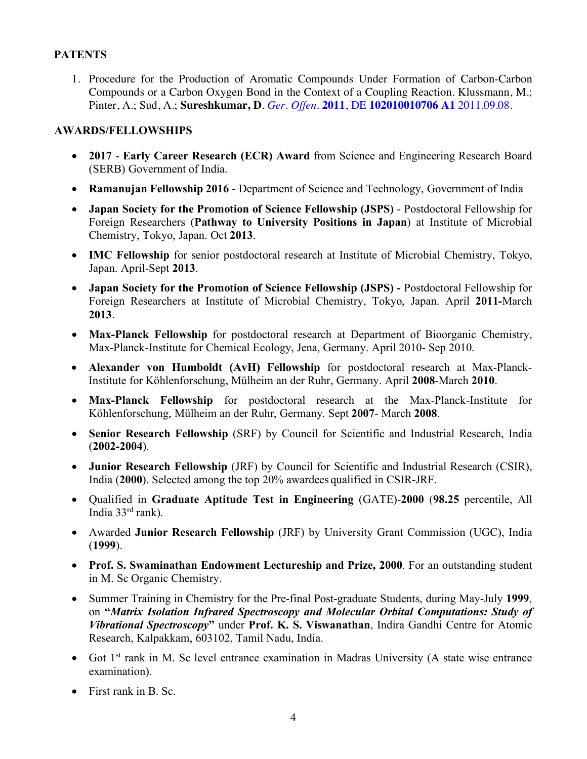## PATENTS

1. Procedure for the Production of Aromatic Compounds Under Formation of Carbon-Carbon Compounds or a Carbon Oxygen Bond in the Context of a Coupling Reaction. Klussmann, M.; Pinter, A.; Sud, A.; **Sureshkumar, D**. *Ger. Offen*. **2011**, DE **102010010706 A1** 2011.09.08.

## AWARDS/FELLOWSHIPS

- **2017** - **Early Career Research (ECR) Award** from Science and Engineering Research Board (SERB) Government of India.
- **Ramanujan Fellowship 2016** - Department of Science and Technology, Government of India
- **Japan Society for the Promotion of Science Fellowship (JSPS)** - Postdoctoral Fellowship for Foreign Researchers (**Pathway to University Positions in Japan**) at Institute of Microbial Chemistry, Tokyo, Japan. Oct **2013**.
- **IMC Fellowship** for senior postdoctoral research at Institute of Microbial Chemistry, Tokyo, Japan. April-Sept **2013**.
- **Japan Society for the Promotion of Science Fellowship (JSPS) -** Postdoctoral Fellowship for Foreign Researchers at Institute of Microbial Chemistry, Tokyo, Japan. April **2011-**March **2013**.
- **Max-Planck Fellowship** for postdoctoral research at Department of Bioorganic Chemistry, Max-Planck-Institute for Chemical Ecology, Jena, Germany. April 2010- Sep 2010.
- **Alexander von Humboldt (AvH) Fellowship** for postdoctoral research at Max-Planck-Institute for Köhlenforschung, Mülheim an der Ruhr, Germany. April **2008**-March **2010**.
- **Max-Planck Fellowship** for postdoctoral research at the Max-Planck-Institute for Köhlenforschung, Mülheim an der Ruhr, Germany. Sept **2007**- March **2008**.
- **Senior Research Fellowship** (SRF) by Council for Scientific and Industrial Research, India (**2002-2004**).
- **Junior Research Fellowship** (JRF) by Council for Scientific and Industrial Research (CSIR), India (**2000**). Selected among the top 20% awardees qualified in CSIR-JRF.
- Qualified in **Graduate Aptitude Test in Engineering** (GATE)-**2000** (**98.25** percentile, All India 33rd rank).
- Awarded **Junior Research Fellowship** (JRF) by University Grant Commission (UGC), India (**1999**).
- **Prof. S. Swaminathan Endowment Lectureship and Prize, 2000**. For an outstanding student in M. Sc Organic Chemistry.
- Summer Training in Chemistry for the Pre-final Post-graduate Students, during May-July **1999**, on **"*Matrix Isolation Infrared Spectroscopy and Molecular Orbital Computations: Study of Vibrational Spectroscopy*"** under **Prof. K. S. Viswanathan**, Indira Gandhi Centre for Atomic Research, Kalpakkam, 603102, Tamil Nadu, India.
- Got 1st rank in M. Sc level entrance examination in Madras University (A state wise entrance examination).
- First rank in B. Sc.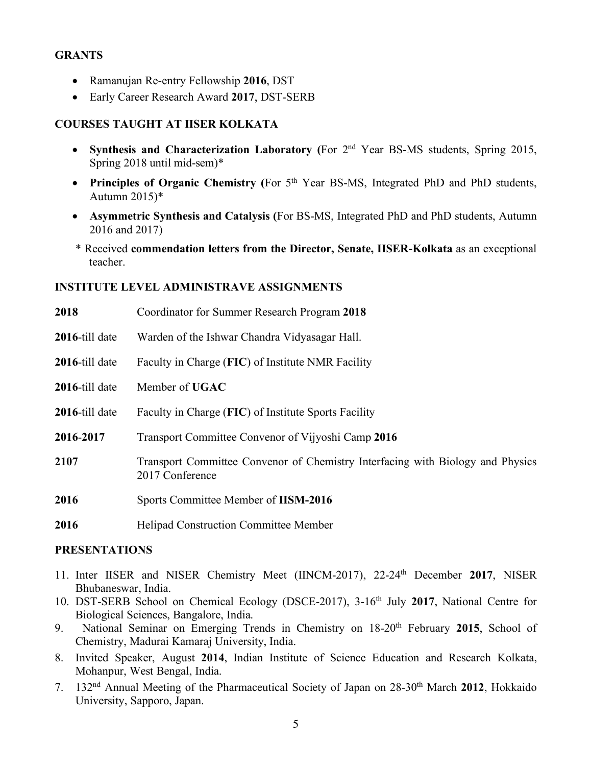## GRANTS

- Ramanujan Re-entry Fellowship **2016**, DST
- Early Career Research Award **2017**, DST-SERB

## COURSES TAUGHT AT IISER KOLKATA

- **Synthesis and Characterization Laboratory (**For 2nd Year BS-MS students, Spring 2015, Spring 2018 until mid-sem)*
- **Principles of Organic Chemistry (**For 5th Year BS-MS, Integrated PhD and PhD students, Autumn 2015)*
- **Asymmetric Synthesis and Catalysis (**For BS-MS, Integrated PhD and PhD students, Autumn 2016 and 2017)

\* Received **commendation letters from the Director, Senate, IISER-Kolkata** as an exceptional teacher.

## INSTITUTE LEVEL ADMINISTRAVE ASSIGNMENTS

| | |
|---|---|
| **2018** | Coordinator for Summer Research Program **2018** |
| **2016**-till date | Warden of the Ishwar Chandra Vidyasagar Hall. |
| **2016**-till date | Faculty in Charge (**FIC**) of Institute NMR Facility |
| **2016**-till date | Member of **UGAC** |
| **2016**-till date | Faculty in Charge (**FIC**) of Institute Sports Facility |
| **2016-2017** | Transport Committee Convenor of Vijyoshi Camp **2016** |
| **2107** | Transport Committee Convenor of Chemistry Interfacing with Biology and Physics 2017 Conference |
| **2016** | Sports Committee Member of **IISM-2016** |
| **2016** | Helipad Construction Committee Member |

## PRESENTATIONS

11. Inter IISER and NISER Chemistry Meet (IINCM-2017), 22-24th December **2017**, NISER Bhubaneswar, India.
10. DST-SERB School on Chemical Ecology (DSCE-2017), 3-16th July **2017**, National Centre for Biological Sciences, Bangalore, India.
9. National Seminar on Emerging Trends in Chemistry on 18-20th February **2015**, School of Chemistry, Madurai Kamaraj University, India.
8. Invited Speaker, August **2014**, Indian Institute of Science Education and Research Kolkata, Mohanpur, West Bengal, India.
7. 132nd Annual Meeting of the Pharmaceutical Society of Japan on 28-30th March **2012**, Hokkaido University, Sapporo, Japan.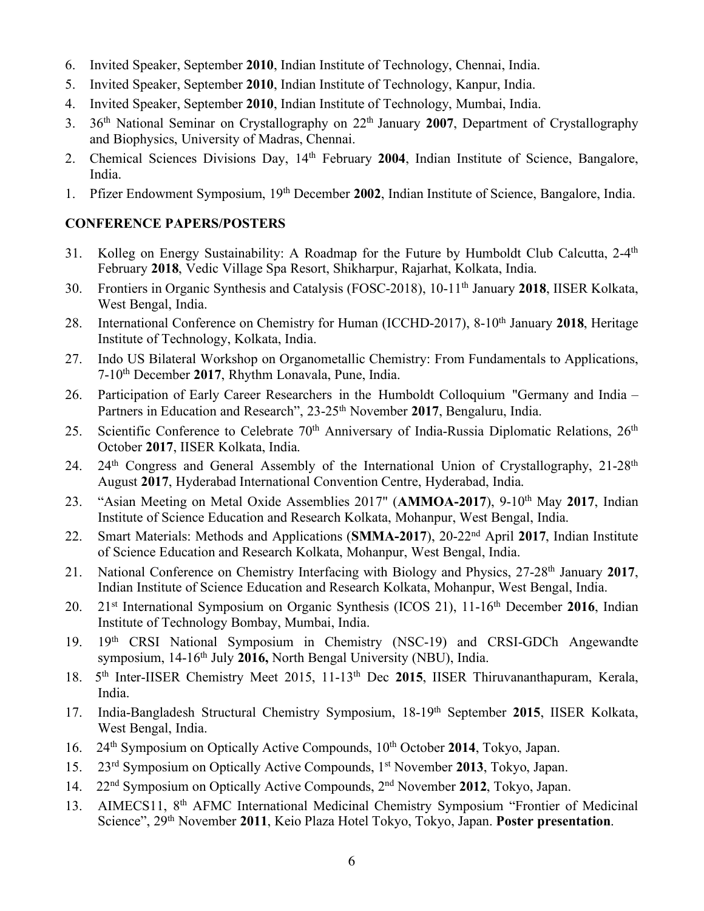6. Invited Speaker, September **2010**, Indian Institute of Technology, Chennai, India.
5. Invited Speaker, September **2010**, Indian Institute of Technology, Kanpur, India.
4. Invited Speaker, September **2010**, Indian Institute of Technology, Mumbai, India.
3. 36th National Seminar on Crystallography on 22th January **2007**, Department of Crystallography and Biophysics, University of Madras, Chennai.
2. Chemical Sciences Divisions Day, 14th February **2004**, Indian Institute of Science, Bangalore, India.
1. Pfizer Endowment Symposium, 19th December **2002**, Indian Institute of Science, Bangalore, India.

**CONFERENCE PAPERS/POSTERS**

31. Kolleg on Energy Sustainability: A Roadmap for the Future by Humboldt Club Calcutta, 2-4th February **2018**, Vedic Village Spa Resort, Shikharpur, Rajarhat, Kolkata, India.
30. Frontiers in Organic Synthesis and Catalysis (FOSC-2018), 10-11th January **2018**, IISER Kolkata, West Bengal, India.
28. International Conference on Chemistry for Human (ICCHD-2017), 8-10th January **2018**, Heritage Institute of Technology, Kolkata, India.
27. Indo US Bilateral Workshop on Organometallic Chemistry: From Fundamentals to Applications, 7-10th December **2017**, Rhythm Lonavala, Pune, India.
26. Participation of Early Career Researchers in the Humboldt Colloquium "Germany and India – Partners in Education and Research", 23-25th November **2017**, Bengaluru, India.
25. Scientific Conference to Celebrate 70th Anniversary of India-Russia Diplomatic Relations, 26th October **2017**, IISER Kolkata, India.
24. 24th Congress and General Assembly of the International Union of Crystallography, 21-28th August **2017**, Hyderabad International Convention Centre, Hyderabad, India.
23. "Asian Meeting on Metal Oxide Assemblies 2017" (**AMMOA-2017**), 9-10th May **2017**, Indian Institute of Science Education and Research Kolkata, Mohanpur, West Bengal, India.
22. Smart Materials: Methods and Applications (**SMMA-2017**), 20-22nd April **2017**, Indian Institute of Science Education and Research Kolkata, Mohanpur, West Bengal, India.
21. National Conference on Chemistry Interfacing with Biology and Physics, 27-28th January **2017**, Indian Institute of Science Education and Research Kolkata, Mohanpur, West Bengal, India.
20. 21st International Symposium on Organic Synthesis (ICOS 21), 11-16th December **2016**, Indian Institute of Technology Bombay, Mumbai, India.
19. 19th CRSI National Symposium in Chemistry (NSC-19) and CRSI-GDCh Angewandte symposium, 14-16th July **2016,** North Bengal University (NBU), India.
18. 5th Inter-IISER Chemistry Meet 2015, 11-13th Dec **2015**, IISER Thiruvananthapuram, Kerala, India.
17. India-Bangladesh Structural Chemistry Symposium, 18-19th September **2015**, IISER Kolkata, West Bengal, India.
16. 24th Symposium on Optically Active Compounds, 10th October **2014**, Tokyo, Japan.
15. 23rd Symposium on Optically Active Compounds, 1st November **2013**, Tokyo, Japan.
14. 22nd Symposium on Optically Active Compounds, 2nd November **2012**, Tokyo, Japan.
13. AIMECS11, 8th AFMC International Medicinal Chemistry Symposium "Frontier of Medicinal Science", 29th November **2011**, Keio Plaza Hotel Tokyo, Tokyo, Japan. **Poster presentation**.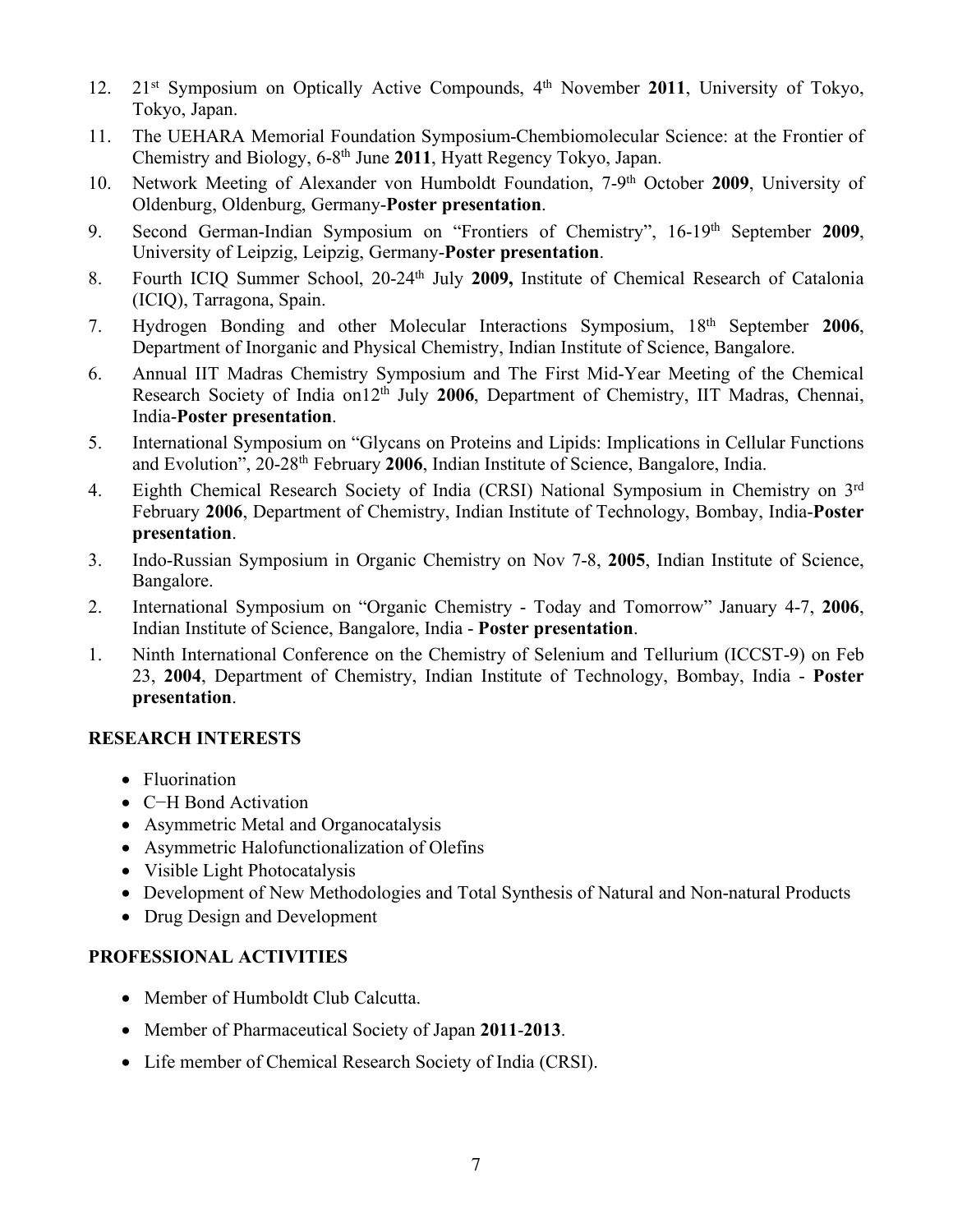12. 21st Symposium on Optically Active Compounds, 4th November **2011**, University of Tokyo, Tokyo, Japan.
11. The UEHARA Memorial Foundation Symposium-Chembiomolecular Science: at the Frontier of Chemistry and Biology, 6-8th June **2011**, Hyatt Regency Tokyo, Japan.
10. Network Meeting of Alexander von Humboldt Foundation, 7-9th October **2009**, University of Oldenburg, Oldenburg, Germany-**Poster presentation**.
9. Second German-Indian Symposium on "Frontiers of Chemistry", 16-19th September **2009**, University of Leipzig, Leipzig, Germany-**Poster presentation**.
8. Fourth ICIQ Summer School, 20-24th July **2009,** Institute of Chemical Research of Catalonia (ICIQ), Tarragona, Spain.
7. Hydrogen Bonding and other Molecular Interactions Symposium, 18th September **2006**, Department of Inorganic and Physical Chemistry, Indian Institute of Science, Bangalore.
6. Annual IIT Madras Chemistry Symposium and The First Mid-Year Meeting of the Chemical Research Society of India on12th July **2006**, Department of Chemistry, IIT Madras, Chennai, India-**Poster presentation**.
5. International Symposium on "Glycans on Proteins and Lipids: Implications in Cellular Functions and Evolution", 20-28th February **2006**, Indian Institute of Science, Bangalore, India.
4. Eighth Chemical Research Society of India (CRSI) National Symposium in Chemistry on 3rd February **2006**, Department of Chemistry, Indian Institute of Technology, Bombay, India-**Poster presentation**.
3. Indo-Russian Symposium in Organic Chemistry on Nov 7-8, **2005**, Indian Institute of Science, Bangalore.
2. International Symposium on "Organic Chemistry - Today and Tomorrow" January 4-7, **2006**, Indian Institute of Science, Bangalore, India - **Poster presentation**.
1. Ninth International Conference on the Chemistry of Selenium and Tellurium (ICCST-9) on Feb 23, **2004**, Department of Chemistry, Indian Institute of Technology, Bombay, India - **Poster presentation**.

## RESEARCH INTERESTS

- Fluorination
- C−H Bond Activation
- Asymmetric Metal and Organocatalysis
- Asymmetric Halofunctionalization of Olefins
- Visible Light Photocatalysis
- Development of New Methodologies and Total Synthesis of Natural and Non-natural Products
- Drug Design and Development

## PROFESSIONAL ACTIVITIES

- Member of Humboldt Club Calcutta.
- Member of Pharmaceutical Society of Japan **2011**-**2013**.
- Life member of Chemical Research Society of India (CRSI).